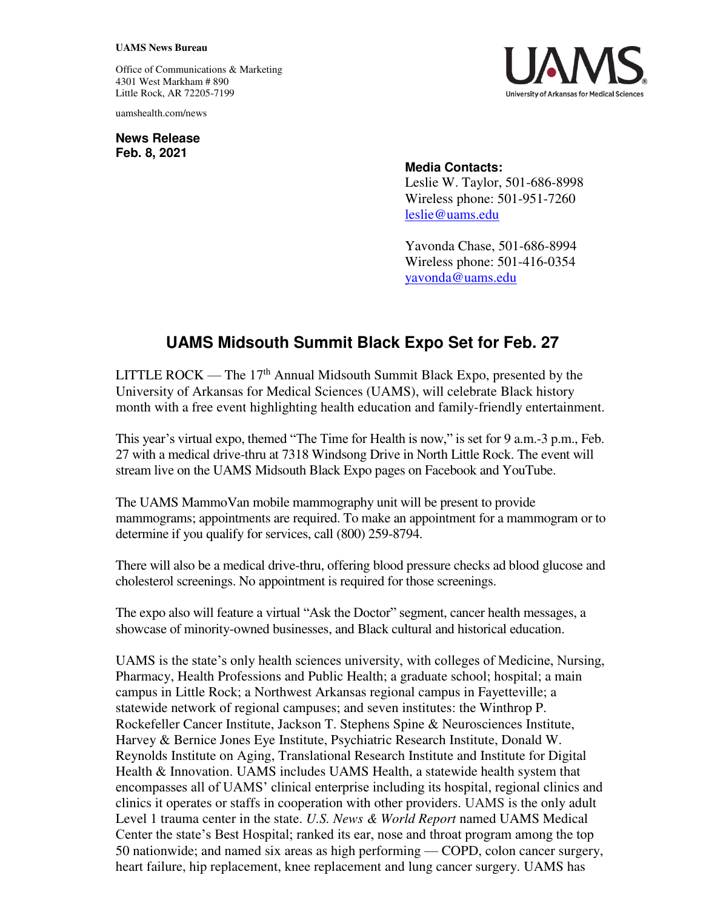**UAMS News Bureau**

Office of Communications & Marketing
4301 West Markham # 890
Little Rock, AR 72205-7199

uamshealth.com/news

**News Release**
**Feb. 8, 2021**

**Media Contacts:**
Leslie W. Taylor, 501-686-8998
Wireless phone: 501-951-7260
leslie@uams.edu

Yavonda Chase, 501-686-8994
Wireless phone: 501-416-0354
yavonda@uams.edu

# UAMS Midsouth Summit Black Expo Set for Feb. 27

LITTLE ROCK — The 17th Annual Midsouth Summit Black Expo, presented by the University of Arkansas for Medical Sciences (UAMS), will celebrate Black history month with a free event highlighting health education and family-friendly entertainment.

This year's virtual expo, themed "The Time for Health is now," is set for 9 a.m.-3 p.m., Feb. 27 with a medical drive-thru at 7318 Windsong Drive in North Little Rock. The event will stream live on the UAMS Midsouth Black Expo pages on Facebook and YouTube.

The UAMS MammoVan mobile mammography unit will be present to provide mammograms; appointments are required. To make an appointment for a mammogram or to determine if you qualify for services, call (800) 259-8794.

There will also be a medical drive-thru, offering blood pressure checks ad blood glucose and cholesterol screenings. No appointment is required for those screenings.

The expo also will feature a virtual "Ask the Doctor" segment, cancer health messages, a showcase of minority-owned businesses, and Black cultural and historical education.

UAMS is the state's only health sciences university, with colleges of Medicine, Nursing, Pharmacy, Health Professions and Public Health; a graduate school; hospital; a main campus in Little Rock; a Northwest Arkansas regional campus in Fayetteville; a statewide network of regional campuses; and seven institutes: the Winthrop P. Rockefeller Cancer Institute, Jackson T. Stephens Spine & Neurosciences Institute, Harvey & Bernice Jones Eye Institute, Psychiatric Research Institute, Donald W. Reynolds Institute on Aging, Translational Research Institute and Institute for Digital Health & Innovation. UAMS includes UAMS Health, a statewide health system that encompasses all of UAMS' clinical enterprise including its hospital, regional clinics and clinics it operates or staffs in cooperation with other providers. UAMS is the only adult Level 1 trauma center in the state. *U.S. News & World Report* named UAMS Medical Center the state's Best Hospital; ranked its ear, nose and throat program among the top 50 nationwide; and named six areas as high performing — COPD, colon cancer surgery, heart failure, hip replacement, knee replacement and lung cancer surgery. UAMS has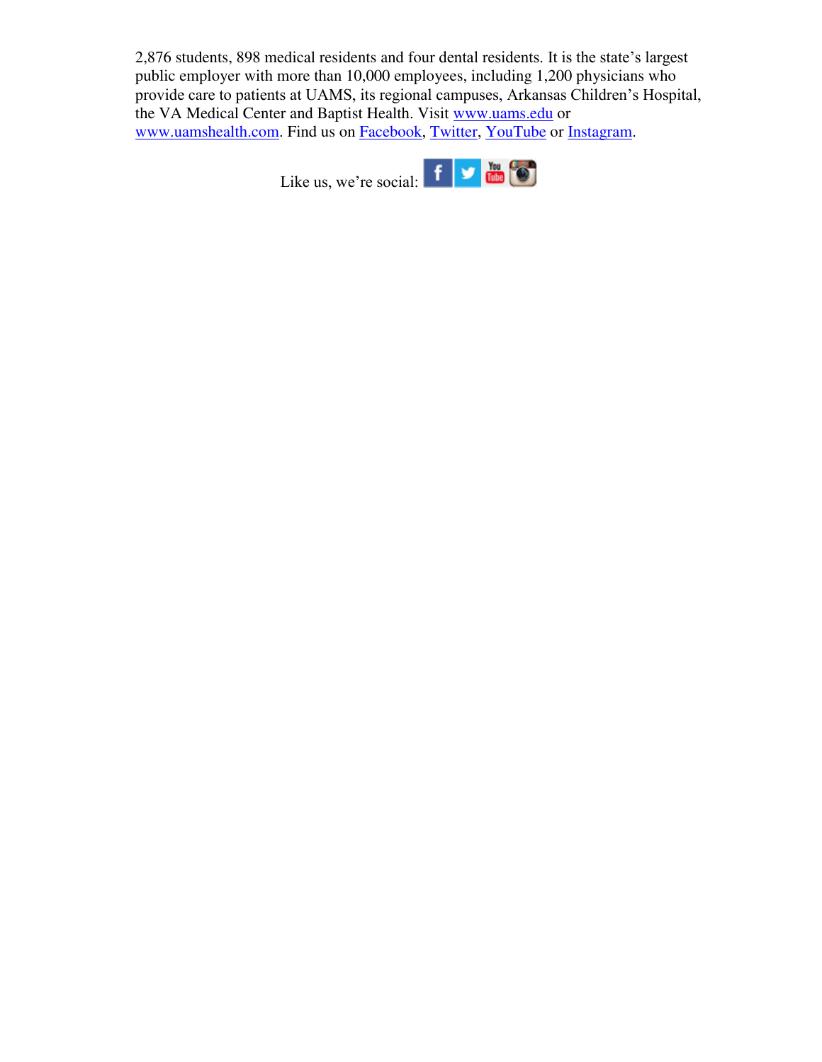2,876 students, 898 medical residents and four dental residents. It is the state's largest public employer with more than 10,000 employees, including 1,200 physicians who provide care to patients at UAMS, its regional campuses, Arkansas Children's Hospital, the VA Medical Center and Baptist Health. Visit www.uams.edu or www.uamshealth.com. Find us on Facebook, Twitter, YouTube or Instagram.

Like us, we're social: